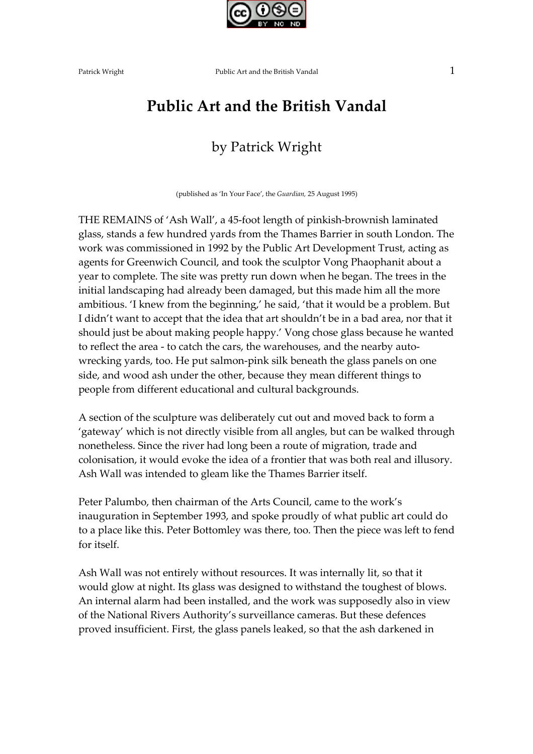# Public Art and the British Vandal

## by Patrick Wright

(published as 'In Your Face', the *Guardian,* 25 August 1995)

THE REMAINS of 'Ash Wall', a 45-foot length of pinkish-brownish laminated glass, stands a few hundred yards from the Thames Barrier in south London. The work was commissioned in 1992 by the Public Art Development Trust, acting as agents for Greenwich Council, and took the sculptor Vong Phaophanit about a year to complete. The site was pretty run down when he began. The trees in the initial landscaping had already been damaged, but this made him all the more ambitious. 'I knew from the beginning,' he said, 'that it would be a problem. But I didn't want to accept that the idea that art shouldn't be in a bad area, nor that it should just be about making people happy.' Vong chose glass because he wanted to reflect the area - to catch the cars, the warehouses, and the nearby auto-wrecking yards, too. He put salmon-pink silk beneath the glass panels on one side, and wood ash under the other, because they mean different things to people from different educational and cultural backgrounds.

A section of the sculpture was deliberately cut out and moved back to form a 'gateway' which is not directly visible from all angles, but can be walked through nonetheless. Since the river had long been a route of migration, trade and colonisation, it would evoke the idea of a frontier that was both real and illusory. Ash Wall was intended to gleam like the Thames Barrier itself.

Peter Palumbo, then chairman of the Arts Council, came to the work's inauguration in September 1993, and spoke proudly of what public art could do to a place like this. Peter Bottomley was there, too. Then the piece was left to fend for itself.

Ash Wall was not entirely without resources. It was internally lit, so that it would glow at night. Its glass was designed to withstand the toughest of blows. An internal alarm had been installed, and the work was supposedly also in view of the National Rivers Authority's surveillance cameras. But these defences proved insufficient. First, the glass panels leaked, so that the ash darkened in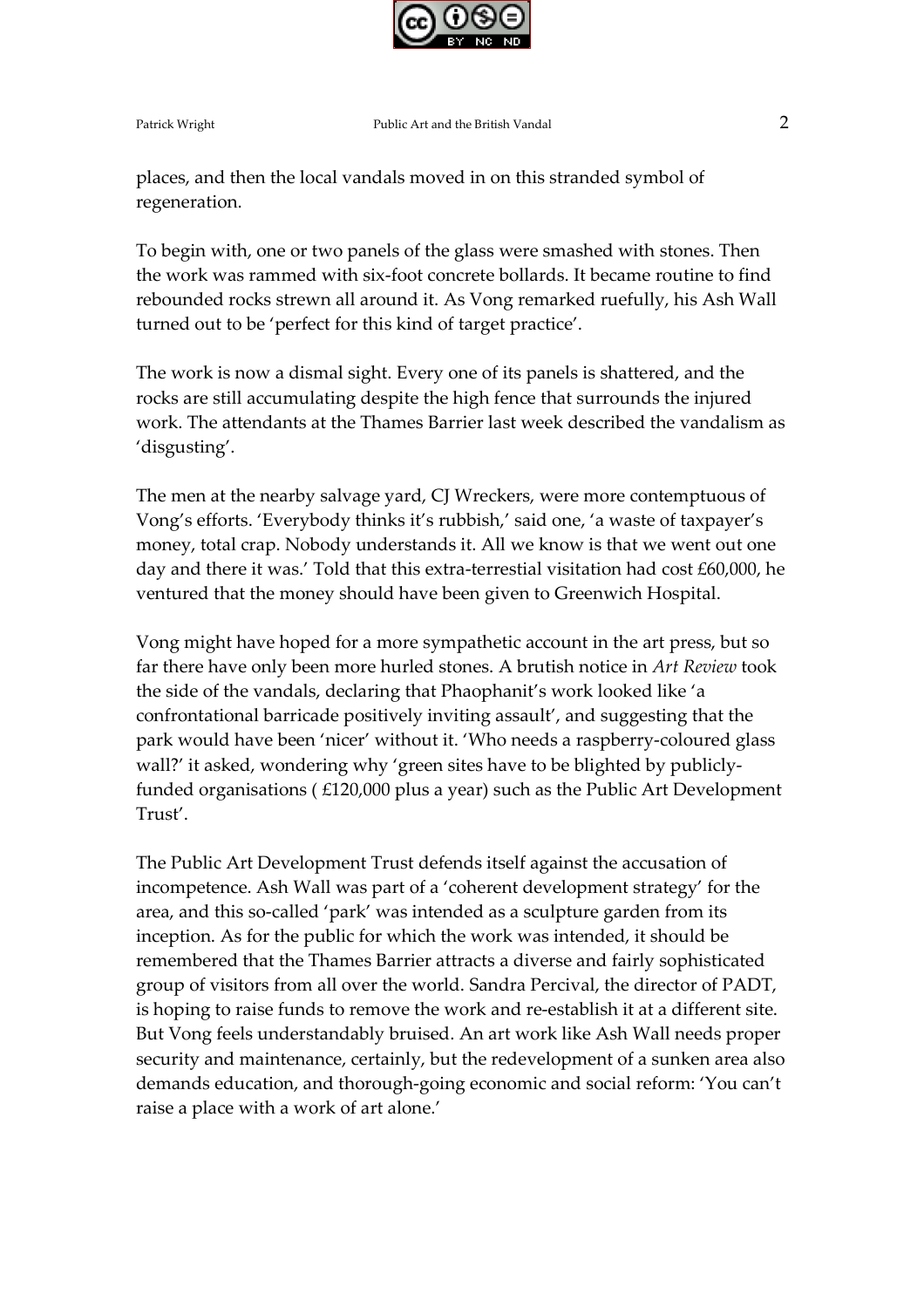places, and then the local vandals moved in on this stranded symbol of regeneration.

To begin with, one or two panels of the glass were smashed with stones. Then the work was rammed with six-foot concrete bollards. It became routine to find rebounded rocks strewn all around it. As Vong remarked ruefully, his Ash Wall turned out to be 'perfect for this kind of target practice'.

The work is now a dismal sight. Every one of its panels is shattered, and the rocks are still accumulating despite the high fence that surrounds the injured work. The attendants at the Thames Barrier last week described the vandalism as 'disgusting'.

The men at the nearby salvage yard, CJ Wreckers, were more contemptuous of Vong's efforts. 'Everybody thinks it's rubbish,' said one, 'a waste of taxpayer's money, total crap. Nobody understands it. All we know is that we went out one day and there it was.' Told that this extra-terrestial visitation had cost £60,000, he ventured that the money should have been given to Greenwich Hospital.

Vong might have hoped for a more sympathetic account in the art press, but so far there have only been more hurled stones. A brutish notice in *Art Review* took the side of the vandals, declaring that Phaophanit's work looked like 'a confrontational barricade positively inviting assault', and suggesting that the park would have been 'nicer' without it. 'Who needs a raspberry-coloured glass wall?' it asked, wondering why 'green sites have to be blighted by publicly-funded organisations ( £120,000 plus a year) such as the Public Art Development Trust'.

The Public Art Development Trust defends itself against the accusation of incompetence. Ash Wall was part of a 'coherent development strategy' for the area, and this so-called 'park' was intended as a sculpture garden from its inception. As for the public for which the work was intended, it should be remembered that the Thames Barrier attracts a diverse and fairly sophisticated group of visitors from all over the world. Sandra Percival, the director of PADT, is hoping to raise funds to remove the work and re-establish it at a different site. But Vong feels understandably bruised. An art work like Ash Wall needs proper security and maintenance, certainly, but the redevelopment of a sunken area also demands education, and thorough-going economic and social reform: 'You can't raise a place with a work of art alone.'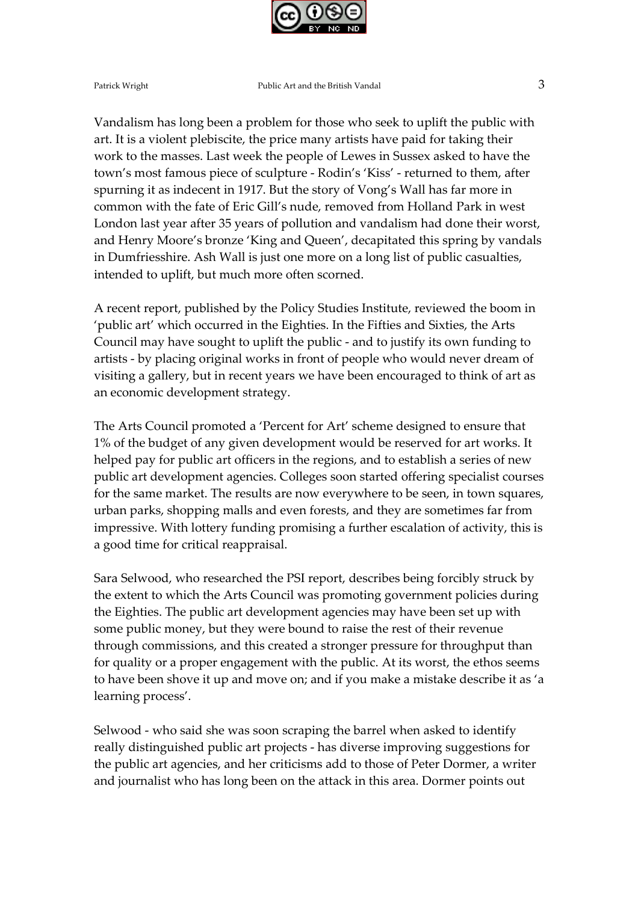Vandalism has long been a problem for those who seek to uplift the public with art. It is a violent plebiscite, the price many artists have paid for taking their work to the masses. Last week the people of Lewes in Sussex asked to have the town's most famous piece of sculpture - Rodin's 'Kiss' - returned to them, after spurning it as indecent in 1917. But the story of Vong's Wall has far more in common with the fate of Eric Gill's nude, removed from Holland Park in west London last year after 35 years of pollution and vandalism had done their worst, and Henry Moore's bronze 'King and Queen', decapitated this spring by vandals in Dumfriesshire. Ash Wall is just one more on a long list of public casualties, intended to uplift, but much more often scorned.

A recent report, published by the Policy Studies Institute, reviewed the boom in 'public art' which occurred in the Eighties. In the Fifties and Sixties, the Arts Council may have sought to uplift the public - and to justify its own funding to artists - by placing original works in front of people who would never dream of visiting a gallery, but in recent years we have been encouraged to think of art as an economic development strategy.

The Arts Council promoted a 'Percent for Art' scheme designed to ensure that 1% of the budget of any given development would be reserved for art works. It helped pay for public art officers in the regions, and to establish a series of new public art development agencies. Colleges soon started offering specialist courses for the same market. The results are now everywhere to be seen, in town squares, urban parks, shopping malls and even forests, and they are sometimes far from impressive. With lottery funding promising a further escalation of activity, this is a good time for critical reappraisal.

Sara Selwood, who researched the PSI report, describes being forcibly struck by the extent to which the Arts Council was promoting government policies during the Eighties. The public art development agencies may have been set up with some public money, but they were bound to raise the rest of their revenue through commissions, and this created a stronger pressure for throughput than for quality or a proper engagement with the public. At its worst, the ethos seems to have been shove it up and move on; and if you make a mistake describe it as 'a learning process'.

Selwood - who said she was soon scraping the barrel when asked to identify really distinguished public art projects - has diverse improving suggestions for the public art agencies, and her criticisms add to those of Peter Dormer, a writer and journalist who has long been on the attack in this area. Dormer points out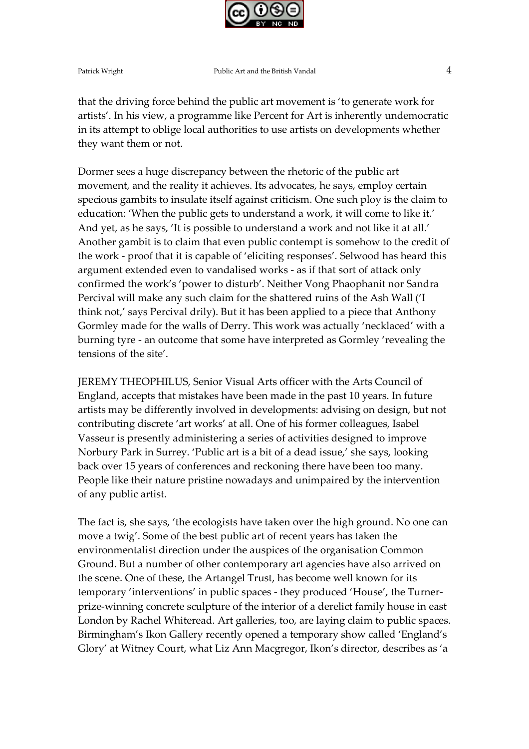that the driving force behind the public art movement is 'to generate work for artists'. In his view, a programme like Percent for Art is inherently undemocratic in its attempt to oblige local authorities to use artists on developments whether they want them or not.

Dormer sees a huge discrepancy between the rhetoric of the public art movement, and the reality it achieves. Its advocates, he says, employ certain specious gambits to insulate itself against criticism. One such ploy is the claim to education: 'When the public gets to understand a work, it will come to like it.' And yet, as he says, 'It is possible to understand a work and not like it at all.' Another gambit is to claim that even public contempt is somehow to the credit of the work - proof that it is capable of 'eliciting responses'. Selwood has heard this argument extended even to vandalised works - as if that sort of attack only confirmed the work's 'power to disturb'. Neither Vong Phaophanit nor Sandra Percival will make any such claim for the shattered ruins of the Ash Wall ('I think not,' says Percival drily). But it has been applied to a piece that Anthony Gormley made for the walls of Derry. This work was actually 'necklaced' with a burning tyre - an outcome that some have interpreted as Gormley 'revealing the tensions of the site'.

JEREMY THEOPHILUS, Senior Visual Arts officer with the Arts Council of England, accepts that mistakes have been made in the past 10 years. In future artists may be differently involved in developments: advising on design, but not contributing discrete 'art works' at all. One of his former colleagues, Isabel Vasseur is presently administering a series of activities designed to improve Norbury Park in Surrey. 'Public art is a bit of a dead issue,' she says, looking back over 15 years of conferences and reckoning there have been too many. People like their nature pristine nowadays and unimpaired by the intervention of any public artist.

The fact is, she says, 'the ecologists have taken over the high ground. No one can move a twig'. Some of the best public art of recent years has taken the environmentalist direction under the auspices of the organisation Common Ground. But a number of other contemporary art agencies have also arrived on the scene. One of these, the Artangel Trust, has become well known for its temporary 'interventions' in public spaces - they produced 'House', the Turner-prize-winning concrete sculpture of the interior of a derelict family house in east London by Rachel Whiteread. Art galleries, too, are laying claim to public spaces. Birmingham's Ikon Gallery recently opened a temporary show called 'England's Glory' at Witney Court, what Liz Ann Macgregor, Ikon's director, describes as 'a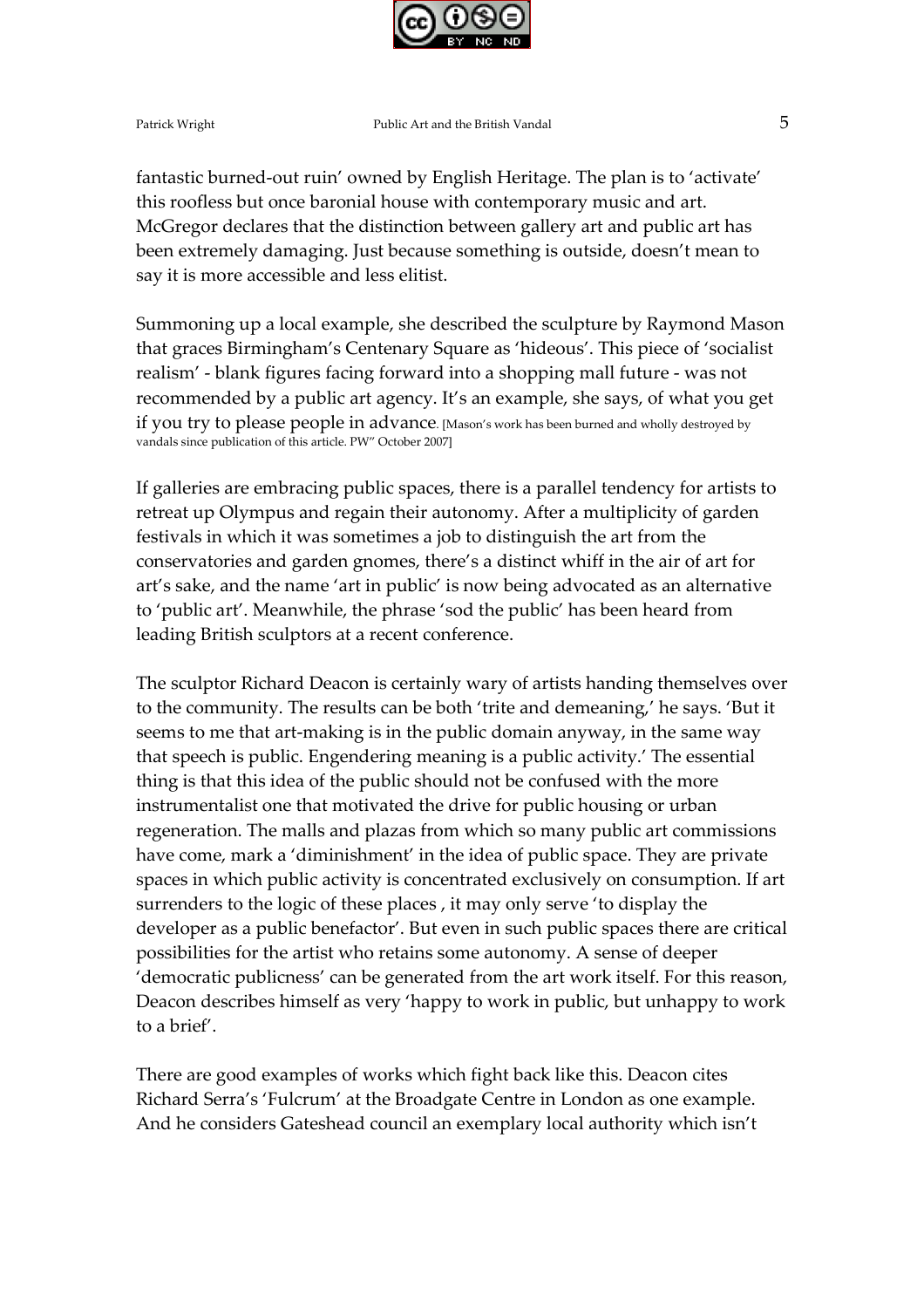fantastic burned-out ruin' owned by English Heritage. The plan is to 'activate' this roofless but once baronial house with contemporary music and art. McGregor declares that the distinction between gallery art and public art has been extremely damaging. Just because something is outside, doesn't mean to say it is more accessible and less elitist.

Summoning up a local example, she described the sculpture by Raymond Mason that graces Birmingham's Centenary Square as 'hideous'. This piece of 'socialist realism' - blank figures facing forward into a shopping mall future - was not recommended by a public art agency. It's an example, she says, of what you get if you try to please people in advance. [Mason's work has been burned and wholly destroyed by vandals since publication of this article. PW" October 2007]

If galleries are embracing public spaces, there is a parallel tendency for artists to retreat up Olympus and regain their autonomy. After a multiplicity of garden festivals in which it was sometimes a job to distinguish the art from the conservatories and garden gnomes, there's a distinct whiff in the air of art for art's sake, and the name 'art in public' is now being advocated as an alternative to 'public art'. Meanwhile, the phrase 'sod the public' has been heard from leading British sculptors at a recent conference.

The sculptor Richard Deacon is certainly wary of artists handing themselves over to the community. The results can be both 'trite and demeaning,' he says. 'But it seems to me that art-making is in the public domain anyway, in the same way that speech is public. Engendering meaning is a public activity.' The essential thing is that this idea of the public should not be confused with the more instrumentalist one that motivated the drive for public housing or urban regeneration. The malls and plazas from which so many public art commissions have come, mark a 'diminishment' in the idea of public space. They are private spaces in which public activity is concentrated exclusively on consumption. If art surrenders to the logic of these places , it may only serve 'to display the developer as a public benefactor'. But even in such public spaces there are critical possibilities for the artist who retains some autonomy. A sense of deeper 'democratic publicness' can be generated from the art work itself. For this reason, Deacon describes himself as very 'happy to work in public, but unhappy to work to a brief'.

There are good examples of works which fight back like this. Deacon cites Richard Serra's 'Fulcrum' at the Broadgate Centre in London as one example. And he considers Gateshead council an exemplary local authority which isn't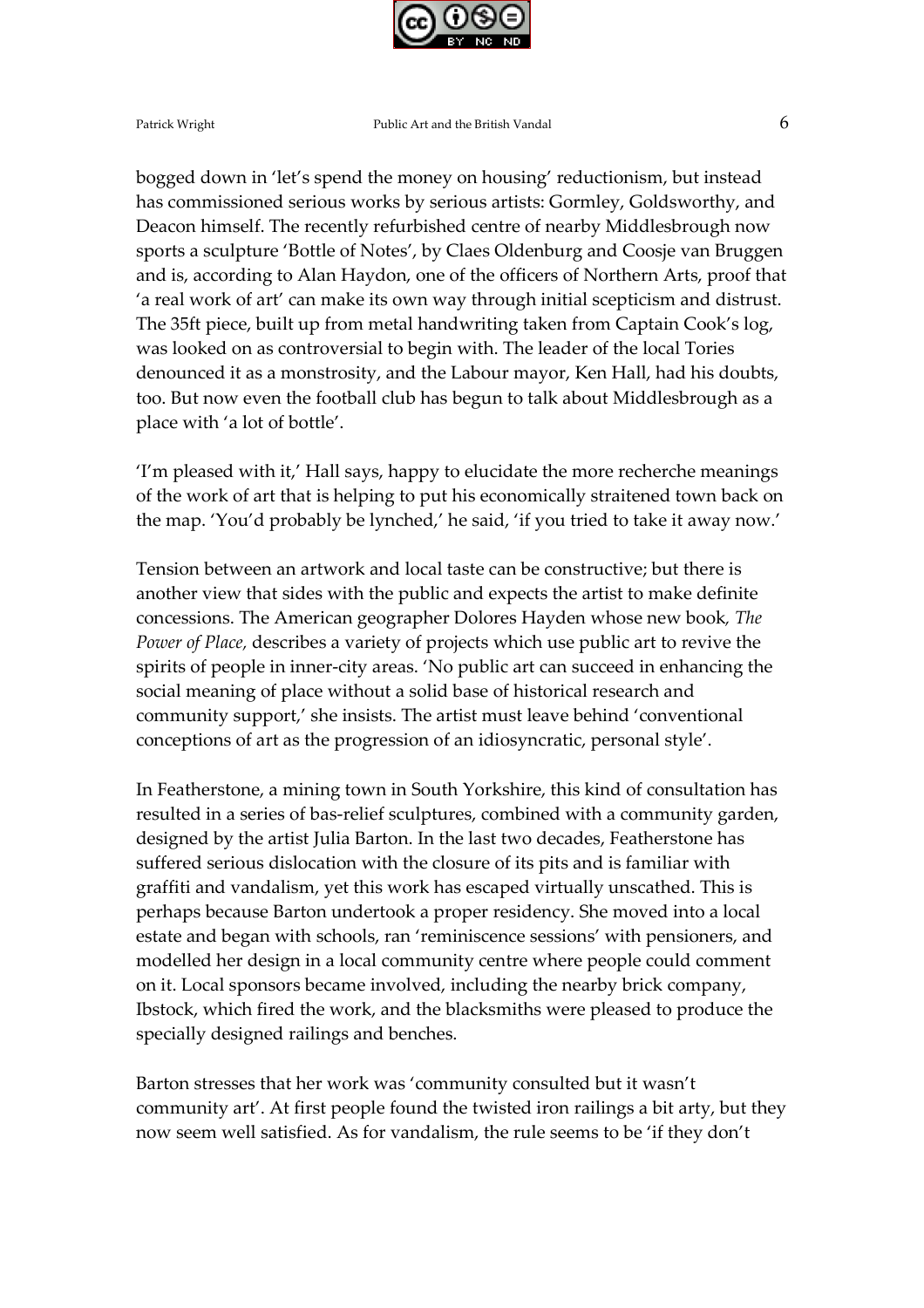bogged down in 'let's spend the money on housing' reductionism, but instead has commissioned serious works by serious artists: Gormley, Goldsworthy, and Deacon himself. The recently refurbished centre of nearby Middlesbrough now sports a sculpture 'Bottle of Notes', by Claes Oldenburg and Coosje van Bruggen and is, according to Alan Haydon, one of the officers of Northern Arts, proof that 'a real work of art' can make its own way through initial scepticism and distrust. The 35ft piece, built up from metal handwriting taken from Captain Cook's log, was looked on as controversial to begin with. The leader of the local Tories denounced it as a monstrosity, and the Labour mayor, Ken Hall, had his doubts, too. But now even the football club has begun to talk about Middlesbrough as a place with 'a lot of bottle'.

'I'm pleased with it,' Hall says, happy to elucidate the more recherche meanings of the work of art that is helping to put his economically straitened town back on the map. 'You'd probably be lynched,' he said, 'if you tried to take it away now.'

Tension between an artwork and local taste can be constructive; but there is another view that sides with the public and expects the artist to make definite concessions. The American geographer Dolores Hayden whose new book*, The Power of Place,* describes a variety of projects which use public art to revive the spirits of people in inner-city areas. 'No public art can succeed in enhancing the social meaning of place without a solid base of historical research and community support,' she insists. The artist must leave behind 'conventional conceptions of art as the progression of an idiosyncratic, personal style'.

In Featherstone, a mining town in South Yorkshire, this kind of consultation has resulted in a series of bas-relief sculptures, combined with a community garden, designed by the artist Julia Barton. In the last two decades, Featherstone has suffered serious dislocation with the closure of its pits and is familiar with graffiti and vandalism, yet this work has escaped virtually unscathed. This is perhaps because Barton undertook a proper residency. She moved into a local estate and began with schools, ran 'reminiscence sessions' with pensioners, and modelled her design in a local community centre where people could comment on it. Local sponsors became involved, including the nearby brick company, Ibstock, which fired the work, and the blacksmiths were pleased to produce the specially designed railings and benches.

Barton stresses that her work was 'community consulted but it wasn't community art'. At first people found the twisted iron railings a bit arty, but they now seem well satisfied. As for vandalism, the rule seems to be 'if they don't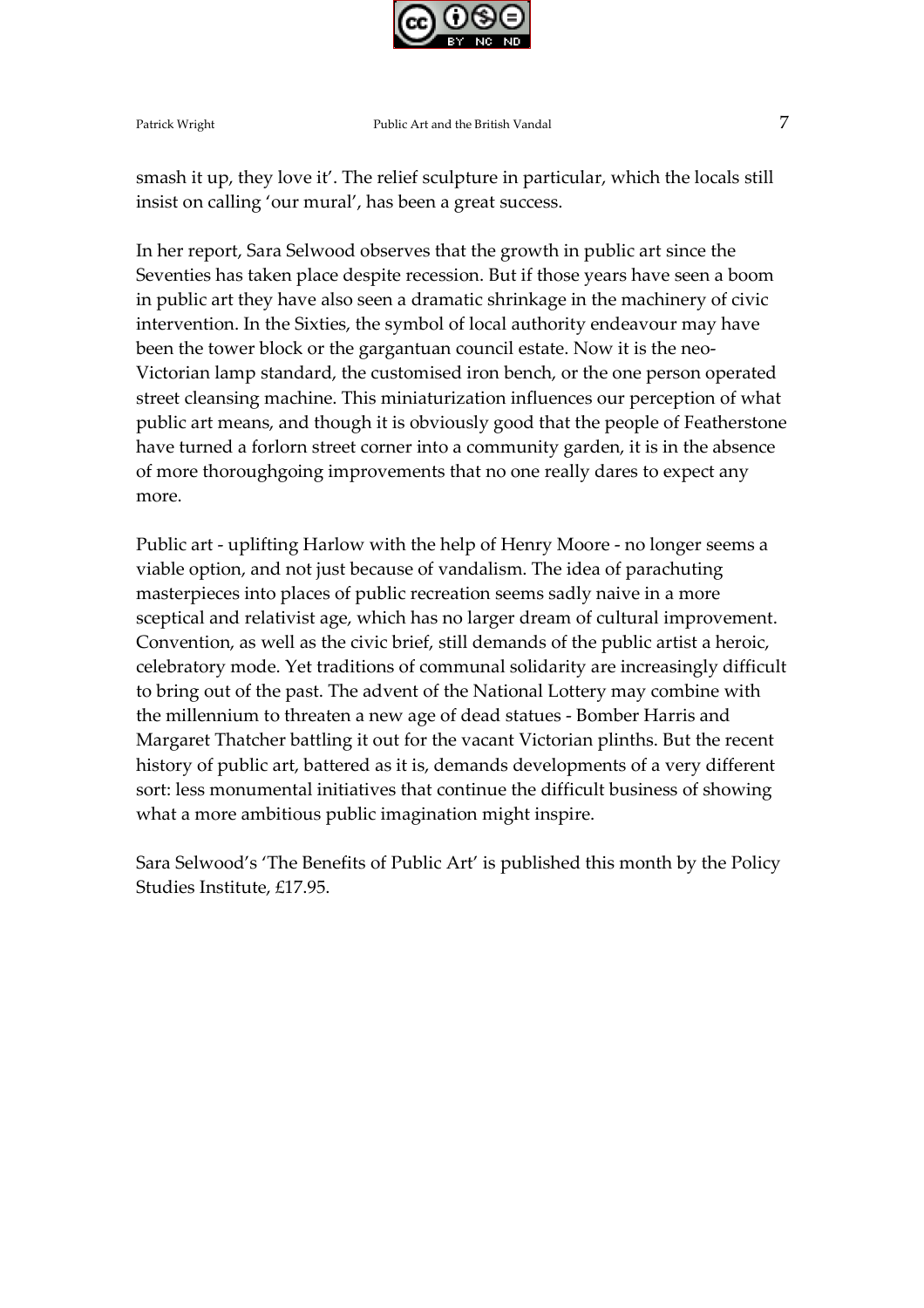smash it up, they love it'. The relief sculpture in particular, which the locals still insist on calling 'our mural', has been a great success.

In her report, Sara Selwood observes that the growth in public art since the Seventies has taken place despite recession. But if those years have seen a boom in public art they have also seen a dramatic shrinkage in the machinery of civic intervention. In the Sixties, the symbol of local authority endeavour may have been the tower block or the gargantuan council estate. Now it is the neo-Victorian lamp standard, the customised iron bench, or the one person operated street cleansing machine. This miniaturization influences our perception of what public art means, and though it is obviously good that the people of Featherstone have turned a forlorn street corner into a community garden, it is in the absence of more thoroughgoing improvements that no one really dares to expect any more.

Public art - uplifting Harlow with the help of Henry Moore - no longer seems a viable option, and not just because of vandalism. The idea of parachuting masterpieces into places of public recreation seems sadly naive in a more sceptical and relativist age, which has no larger dream of cultural improvement. Convention, as well as the civic brief, still demands of the public artist a heroic, celebratory mode. Yet traditions of communal solidarity are increasingly difficult to bring out of the past. The advent of the National Lottery may combine with the millennium to threaten a new age of dead statues - Bomber Harris and Margaret Thatcher battling it out for the vacant Victorian plinths. But the recent history of public art, battered as it is, demands developments of a very different sort: less monumental initiatives that continue the difficult business of showing what a more ambitious public imagination might inspire.

Sara Selwood's 'The Benefits of Public Art' is published this month by the Policy Studies Institute, £17.95.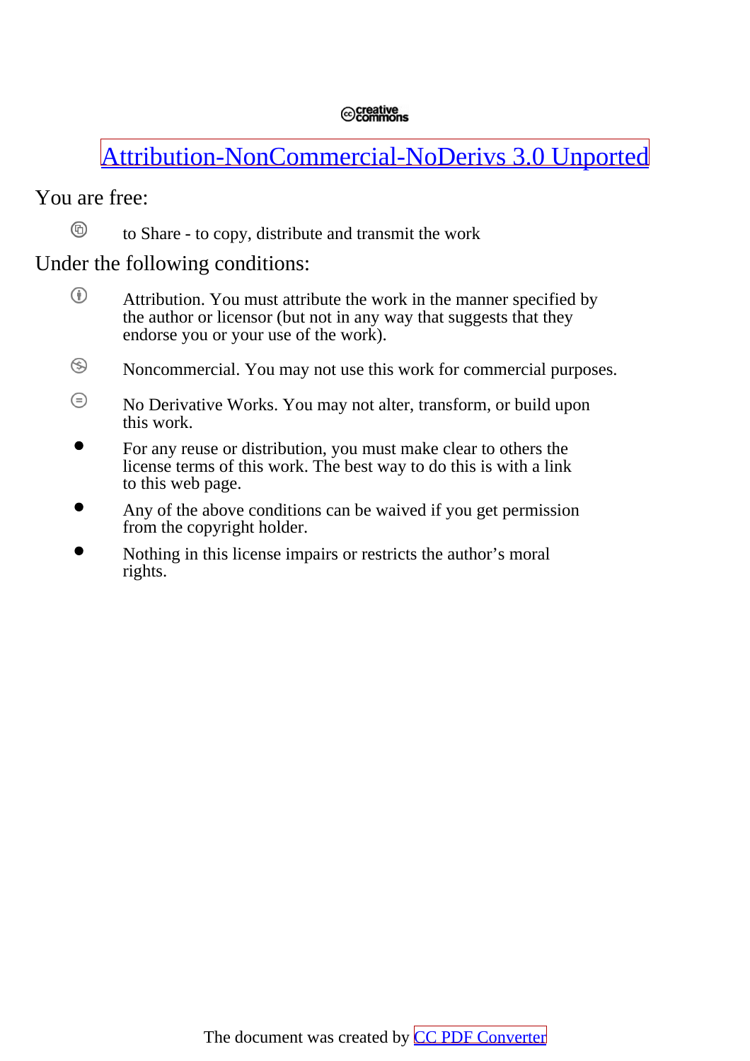creative commons

# [Attribution-NonCommercial-NoDerivs 3.0 Unported]

## You are free:

- to Share - to copy, distribute and transmit the work

## Under the following conditions:

- Attribution. You must attribute the work in the manner specified by the author or licensor (but not in any way that suggests that they endorse you or your use of the work).
- Noncommercial. You may not use this work for commercial purposes.
- No Derivative Works. You may not alter, transform, or build upon this work.
- For any reuse or distribution, you must make clear to others the license terms of this work. The best way to do this is with a link to this web page.
- Any of the above conditions can be waived if you get permission from the copyright holder.
- Nothing in this license impairs or restricts the author's moral rights.

The document was created by [CC PDF Converter]